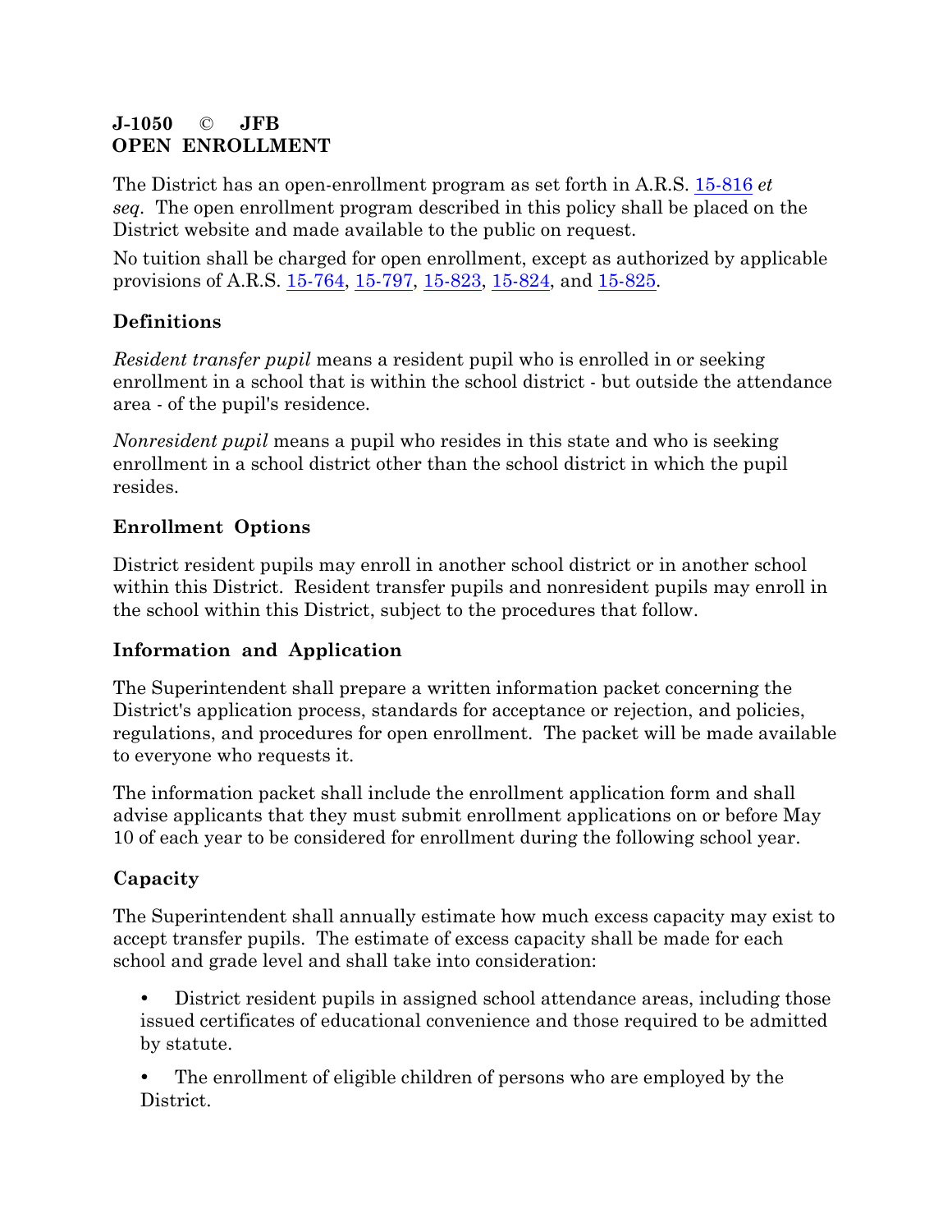**J-1050 © JFB**
**OPEN ENROLLMENT**

The District has an open-enrollment program as set forth in A.R.S. 15-816 *et seq*. The open enrollment program described in this policy shall be placed on the District website and made available to the public on request.

No tuition shall be charged for open enrollment, except as authorized by applicable provisions of A.R.S. 15-764, 15-797, 15-823, 15-824, and 15-825.

## Definitions

*Resident transfer pupil* means a resident pupil who is enrolled in or seeking enrollment in a school that is within the school district - but outside the attendance area - of the pupil's residence.

*Nonresident pupil* means a pupil who resides in this state and who is seeking enrollment in a school district other than the school district in which the pupil resides.

## Enrollment Options

District resident pupils may enroll in another school district or in another school within this District. Resident transfer pupils and nonresident pupils may enroll in the school within this District, subject to the procedures that follow.

## Information and Application

The Superintendent shall prepare a written information packet concerning the District's application process, standards for acceptance or rejection, and policies, regulations, and procedures for open enrollment. The packet will be made available to everyone who requests it.

The information packet shall include the enrollment application form and shall advise applicants that they must submit enrollment applications on or before May 10 of each year to be considered for enrollment during the following school year.

## Capacity

The Superintendent shall annually estimate how much excess capacity may exist to accept transfer pupils. The estimate of excess capacity shall be made for each school and grade level and shall take into consideration:

- District resident pupils in assigned school attendance areas, including those issued certificates of educational convenience and those required to be admitted by statute.
- The enrollment of eligible children of persons who are employed by the District.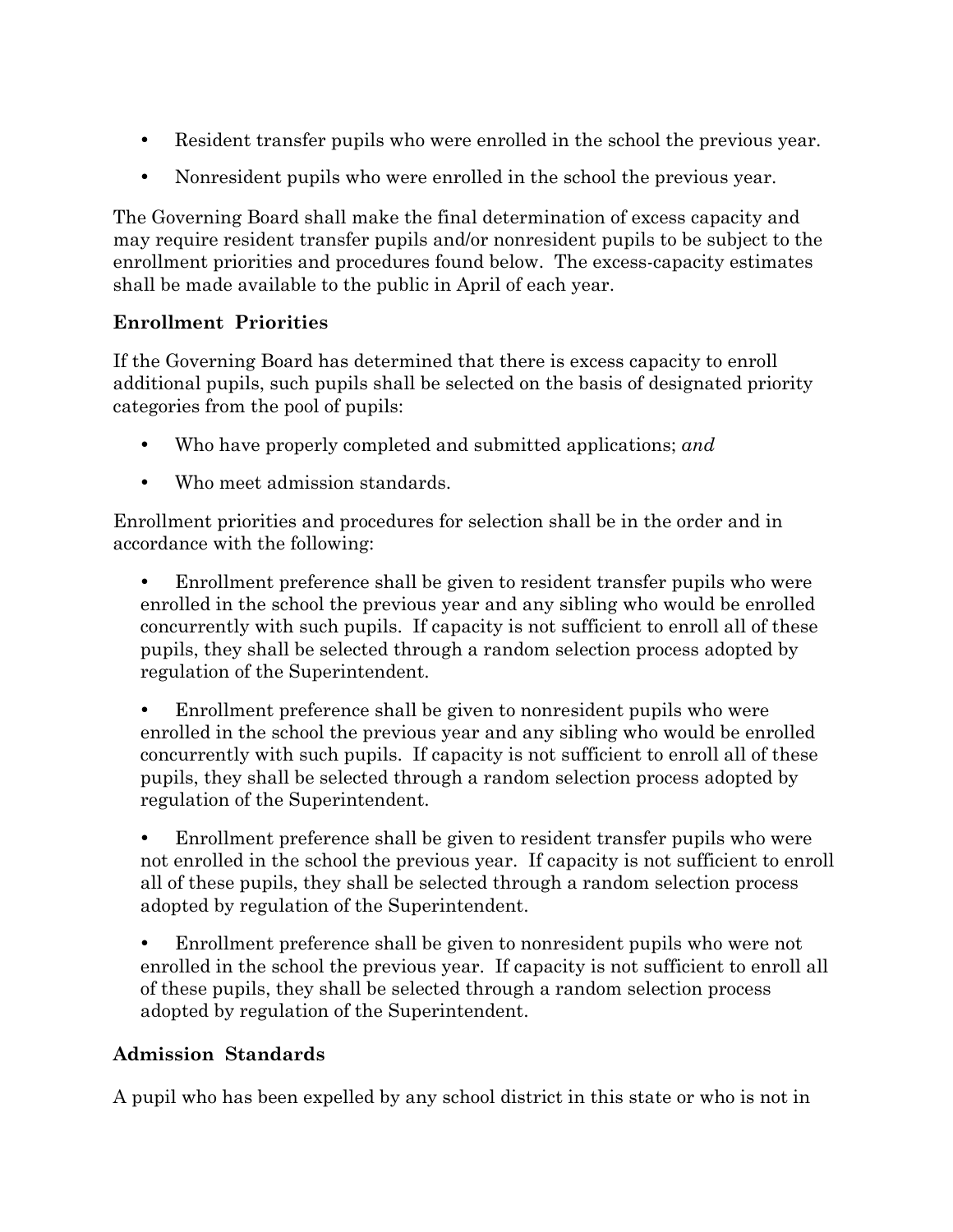- Resident transfer pupils who were enrolled in the school the previous year.
- Nonresident pupils who were enrolled in the school the previous year.

The Governing Board shall make the final determination of excess capacity and may require resident transfer pupils and/or nonresident pupils to be subject to the enrollment priorities and procedures found below. The excess-capacity estimates shall be made available to the public in April of each year.

**Enrollment Priorities**

If the Governing Board has determined that there is excess capacity to enroll additional pupils, such pupils shall be selected on the basis of designated priority categories from the pool of pupils:

- Who have properly completed and submitted applications; *and*
- Who meet admission standards.

Enrollment priorities and procedures for selection shall be in the order and in accordance with the following:

- Enrollment preference shall be given to resident transfer pupils who were enrolled in the school the previous year and any sibling who would be enrolled concurrently with such pupils. If capacity is not sufficient to enroll all of these pupils, they shall be selected through a random selection process adopted by regulation of the Superintendent.
- Enrollment preference shall be given to nonresident pupils who were enrolled in the school the previous year and any sibling who would be enrolled concurrently with such pupils. If capacity is not sufficient to enroll all of these pupils, they shall be selected through a random selection process adopted by regulation of the Superintendent.
- Enrollment preference shall be given to resident transfer pupils who were not enrolled in the school the previous year. If capacity is not sufficient to enroll all of these pupils, they shall be selected through a random selection process adopted by regulation of the Superintendent.
- Enrollment preference shall be given to nonresident pupils who were not enrolled in the school the previous year. If capacity is not sufficient to enroll all of these pupils, they shall be selected through a random selection process adopted by regulation of the Superintendent.

**Admission Standards**

A pupil who has been expelled by any school district in this state or who is not in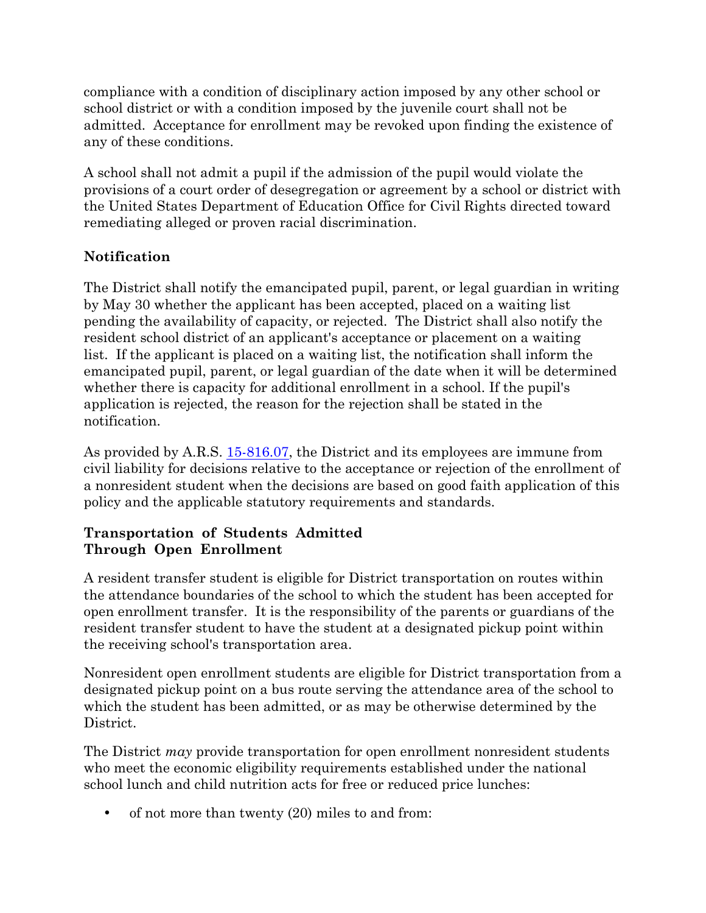compliance with a condition of disciplinary action imposed by any other school or school district or with a condition imposed by the juvenile court shall not be admitted. Acceptance for enrollment may be revoked upon finding the existence of any of these conditions.

A school shall not admit a pupil if the admission of the pupil would violate the provisions of a court order of desegregation or agreement by a school or district with the United States Department of Education Office for Civil Rights directed toward remediating alleged or proven racial discrimination.

**Notification**

The District shall notify the emancipated pupil, parent, or legal guardian in writing by May 30 whether the applicant has been accepted, placed on a waiting list pending the availability of capacity, or rejected. The District shall also notify the resident school district of an applicant's acceptance or placement on a waiting list. If the applicant is placed on a waiting list, the notification shall inform the emancipated pupil, parent, or legal guardian of the date when it will be determined whether there is capacity for additional enrollment in a school. If the pupil's application is rejected, the reason for the rejection shall be stated in the notification.

As provided by A.R.S. 15-816.07, the District and its employees are immune from civil liability for decisions relative to the acceptance or rejection of the enrollment of a nonresident student when the decisions are based on good faith application of this policy and the applicable statutory requirements and standards.

**Transportation of Students Admitted Through Open Enrollment**

A resident transfer student is eligible for District transportation on routes within the attendance boundaries of the school to which the student has been accepted for open enrollment transfer. It is the responsibility of the parents or guardians of the resident transfer student to have the student at a designated pickup point within the receiving school's transportation area.

Nonresident open enrollment students are eligible for District transportation from a designated pickup point on a bus route serving the attendance area of the school to which the student has been admitted, or as may be otherwise determined by the District.

The District *may* provide transportation for open enrollment nonresident students who meet the economic eligibility requirements established under the national school lunch and child nutrition acts for free or reduced price lunches:

- of not more than twenty (20) miles to and from: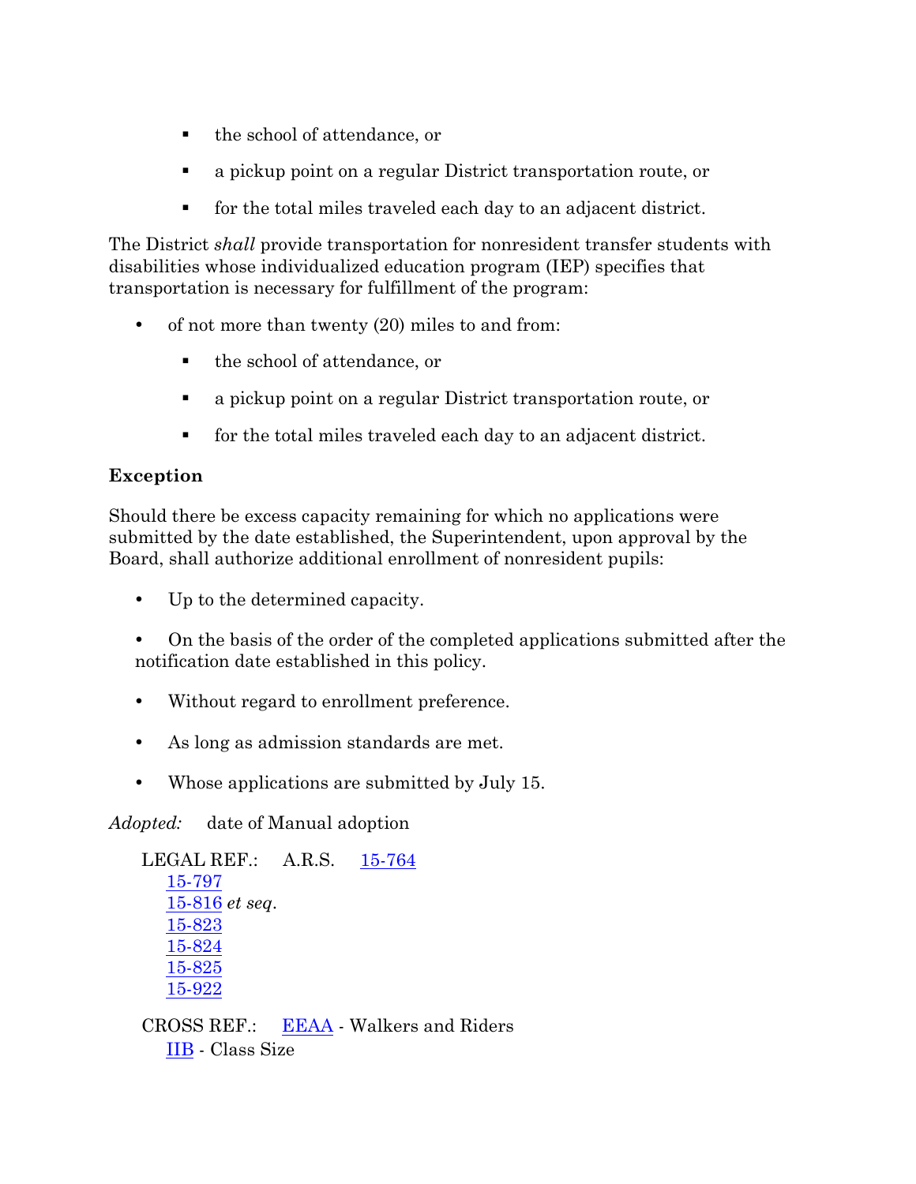- the school of attendance, or
    - a pickup point on a regular District transportation route, or
    - for the total miles traveled each day to an adjacent district.

The District *shall* provide transportation for nonresident transfer students with disabilities whose individualized education program (IEP) specifies that transportation is necessary for fulfillment of the program:

- of not more than twenty (20) miles to and from:
    - the school of attendance, or
    - a pickup point on a regular District transportation route, or
    - for the total miles traveled each day to an adjacent district.

**Exception**

Should there be excess capacity remaining for which no applications were submitted by the date established, the Superintendent, upon approval by the Board, shall authorize additional enrollment of nonresident pupils:

- Up to the determined capacity.
- On the basis of the order of the completed applications submitted after the notification date established in this policy.
- Without regard to enrollment preference.
- As long as admission standards are met.
- Whose applications are submitted by July 15.

*Adopted:* date of Manual adoption

LEGAL REF.: A.R.S. 15-764
15-797
15-816 *et seq*.
15-823
15-824
15-825
15-922

CROSS REF.: EEAA - Walkers and Riders
IIB - Class Size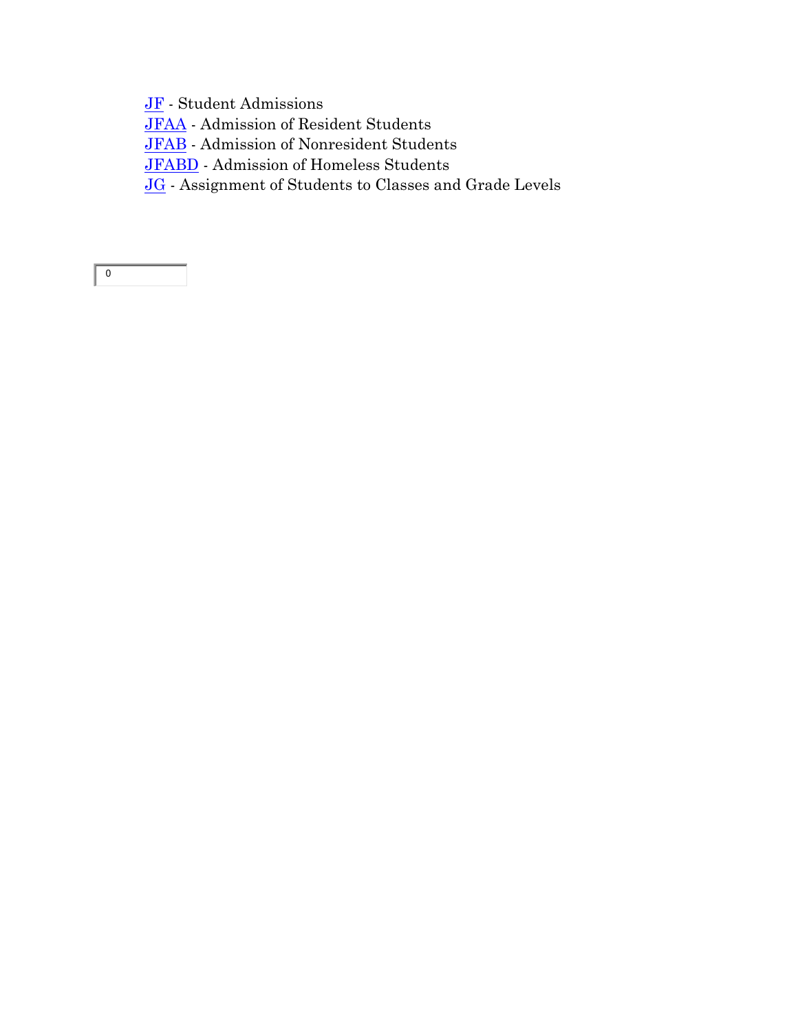JF - Student Admissions
JFAA - Admission of Resident Students
JFAB - Admission of Nonresident Students
JFABD - Admission of Homeless Students
JG - Assignment of Students to Classes and Grade Levels

0